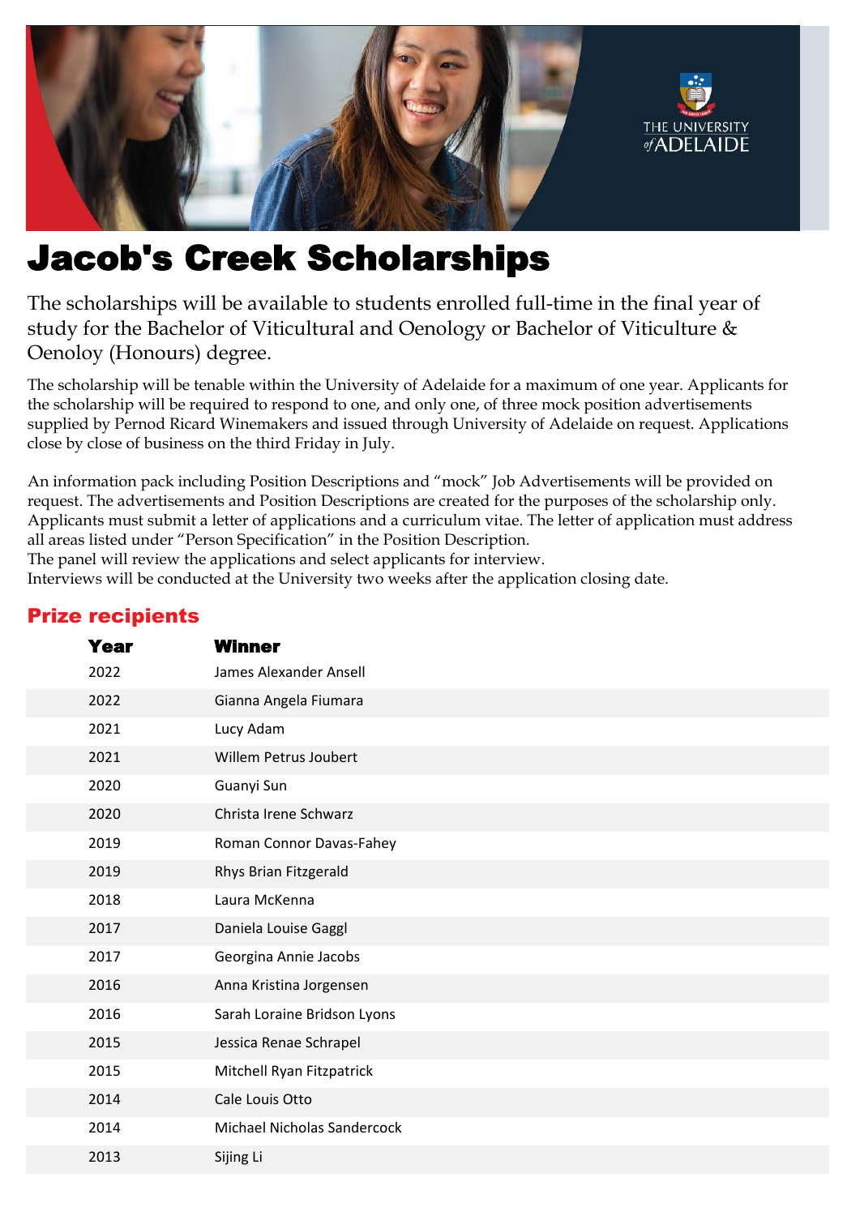# Jacob's Creek Scholarships

The scholarships will be available to students enrolled full-time in the final year of study for the Bachelor of Viticultural and Oenology or Bachelor of Viticulture & Oenoloy (Honours) degree.

The scholarship will be tenable within the University of Adelaide for a maximum of one year. Applicants for the scholarship will be required to respond to one, and only one, of three mock position advertisements supplied by Pernod Ricard Winemakers and issued through University of Adelaide on request. Applications close by close of business on the third Friday in July.

An information pack including Position Descriptions and "mock" Job Advertisements will be provided on request. The advertisements and Position Descriptions are created for the purposes of the scholarship only. Applicants must submit a letter of applications and a curriculum vitae. The letter of application must address all areas listed under "Person Specification" in the Position Description.
The panel will review the applications and select applicants for interview.
Interviews will be conducted at the University two weeks after the application closing date.

## Prize recipients

| Year | Winner |
|---|---|
| 2022 | James Alexander Ansell |
| 2022 | Gianna Angela Fiumara |
| 2021 | Lucy Adam |
| 2021 | Willem Petrus Joubert |
| 2020 | Guanyi Sun |
| 2020 | Christa Irene Schwarz |
| 2019 | Roman Connor Davas-Fahey |
| 2019 | Rhys Brian Fitzgerald |
| 2018 | Laura McKenna |
| 2017 | Daniela Louise Gaggl |
| 2017 | Georgina Annie Jacobs |
| 2016 | Anna Kristina Jorgensen |
| 2016 | Sarah Loraine Bridson Lyons |
| 2015 | Jessica Renae Schrapel |
| 2015 | Mitchell Ryan Fitzpatrick |
| 2014 | Cale Louis Otto |
| 2014 | Michael Nicholas Sandercock |
| 2013 | Sijing Li |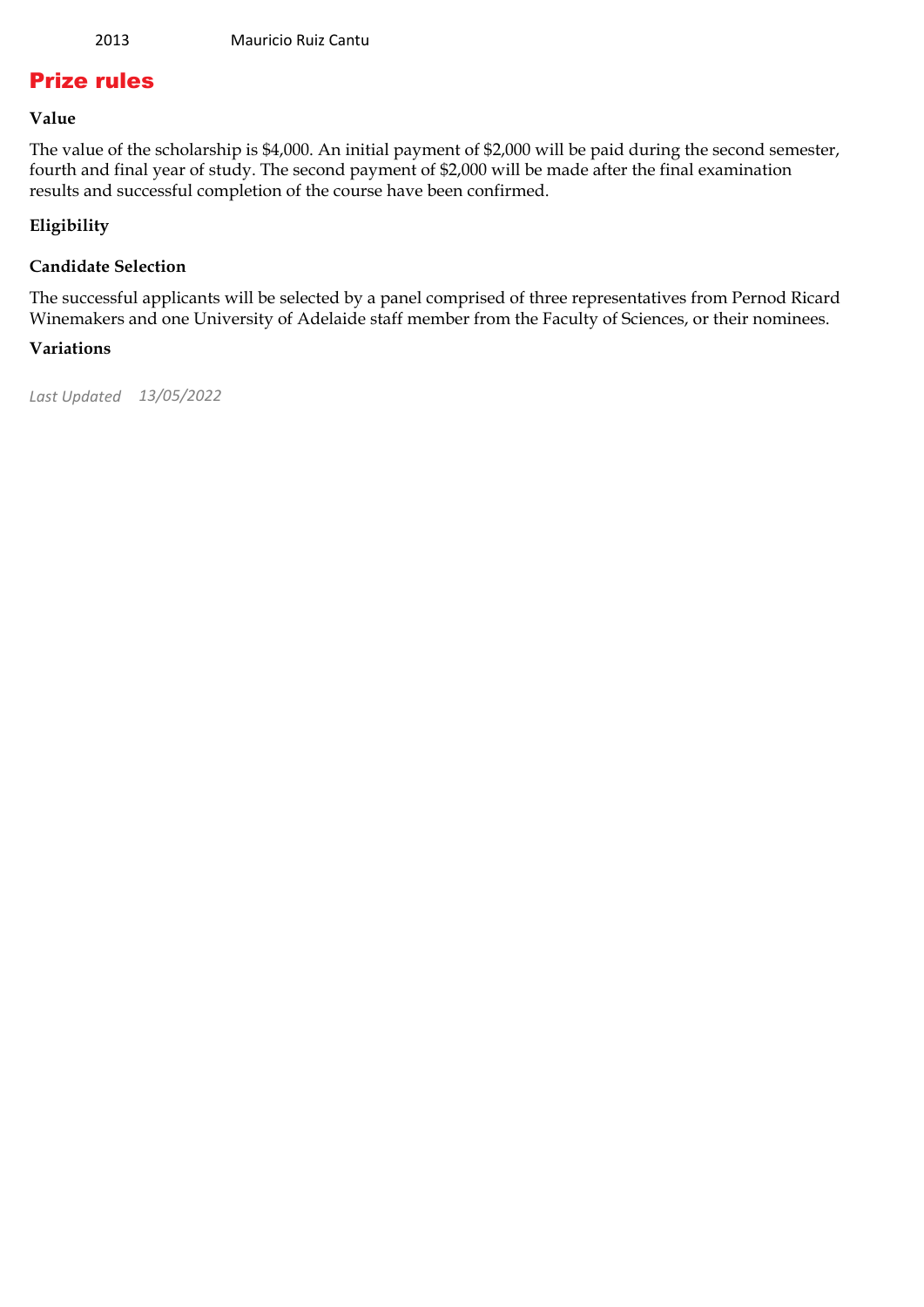| | |
|---|---|
| 2013 | Mauricio Ruiz Cantu |

## Prize rules

### Value

The value of the scholarship is $4,000. An initial payment of $2,000 will be paid during the second semester, fourth and final year of study. The second payment of $2,000 will be made after the final examination results and successful completion of the course have been confirmed.

### Eligibility

### Candidate Selection

The successful applicants will be selected by a panel comprised of three representatives from Pernod Ricard Winemakers and one University of Adelaide staff member from the Faculty of Sciences, or their nominees.

### Variations

*Last Updated 13/05/2022*